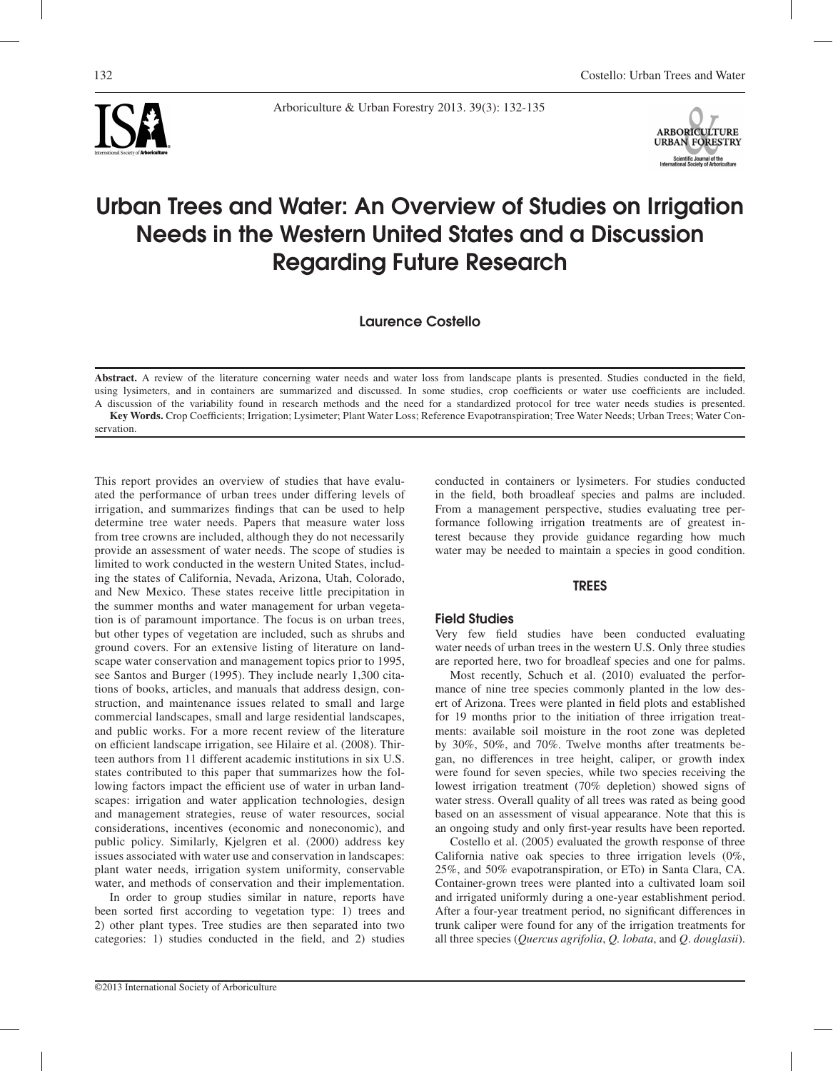# Urban Trees and Water: An Overview of Studies on Irrigation Needs in the Western United States and a Discussion Regarding Future Research

**Laurence Costello**

**Abstract.** A review of the literature concerning water needs and water loss from landscape plants is presented. Studies conducted in the field, using lysimeters, and in containers are summarized and discussed. In some studies, crop coefficients or water use coefficients are included. A discussion of the variability found in research methods and the need for a standardized protocol for tree water needs studies is presented.

**Key Words.** Crop Coefficients; Irrigation; Lysimeter; Plant Water Loss; Reference Evapotranspiration; Tree Water Needs; Urban Trees; Water Conservation.

This report provides an overview of studies that have evaluated the performance of urban trees under differing levels of irrigation, and summarizes findings that can be used to help determine tree water needs. Papers that measure water loss from tree crowns are included, although they do not necessarily provide an assessment of water needs. The scope of studies is limited to work conducted in the western United States, including the states of California, Nevada, Arizona, Utah, Colorado, and New Mexico. These states receive little precipitation in the summer months and water management for urban vegetation is of paramount importance. The focus is on urban trees, but other types of vegetation are included, such as shrubs and ground covers. For an extensive listing of literature on landscape water conservation and management topics prior to 1995, see Santos and Burger (1995). They include nearly 1,300 citations of books, articles, and manuals that address design, construction, and maintenance issues related to small and large commercial landscapes, small and large residential landscapes, and public works. For a more recent review of the literature on efficient landscape irrigation, see Hilaire et al. (2008). Thirteen authors from 11 different academic institutions in six U.S. states contributed to this paper that summarizes how the following factors impact the efficient use of water in urban landscapes: irrigation and water application technologies, design and management strategies, reuse of water resources, social considerations, incentives (economic and noneconomic), and public policy. Similarly, Kjelgren et al. (2000) address key issues associated with water use and conservation in landscapes: plant water needs, irrigation system uniformity, conservable water, and methods of conservation and their implementation.

In order to group studies similar in nature, reports have been sorted first according to vegetation type: 1) trees and 2) other plant types. Tree studies are then separated into two categories: 1) studies conducted in the field, and 2) studies conducted in containers or lysimeters. For studies conducted in the field, both broadleaf species and palms are included. From a management perspective, studies evaluating tree performance following irrigation treatments are of greatest interest because they provide guidance regarding how much water may be needed to maintain a species in good condition.

## TREES

### Field Studies

Very few field studies have been conducted evaluating water needs of urban trees in the western U.S. Only three studies are reported here, two for broadleaf species and one for palms.

Most recently, Schuch et al. (2010) evaluated the performance of nine tree species commonly planted in the low desert of Arizona. Trees were planted in field plots and established for 19 months prior to the initiation of three irrigation treatments: available soil moisture in the root zone was depleted by 30%, 50%, and 70%. Twelve months after treatments began, no differences in tree height, caliper, or growth index were found for seven species, while two species receiving the lowest irrigation treatment (70% depletion) showed signs of water stress. Overall quality of all trees was rated as being good based on an assessment of visual appearance. Note that this is an ongoing study and only first-year results have been reported.

Costello et al. (2005) evaluated the growth response of three California native oak species to three irrigation levels (0%, 25%, and 50% evapotranspiration, or ETo) in Santa Clara, CA. Container-grown trees were planted into a cultivated loam soil and irrigated uniformly during a one-year establishment period. After a four-year treatment period, no significant differences in trunk caliper were found for any of the irrigation treatments for all three species (*Quercus agrifolia*, *Q. lobata*, and *Q. douglasii*).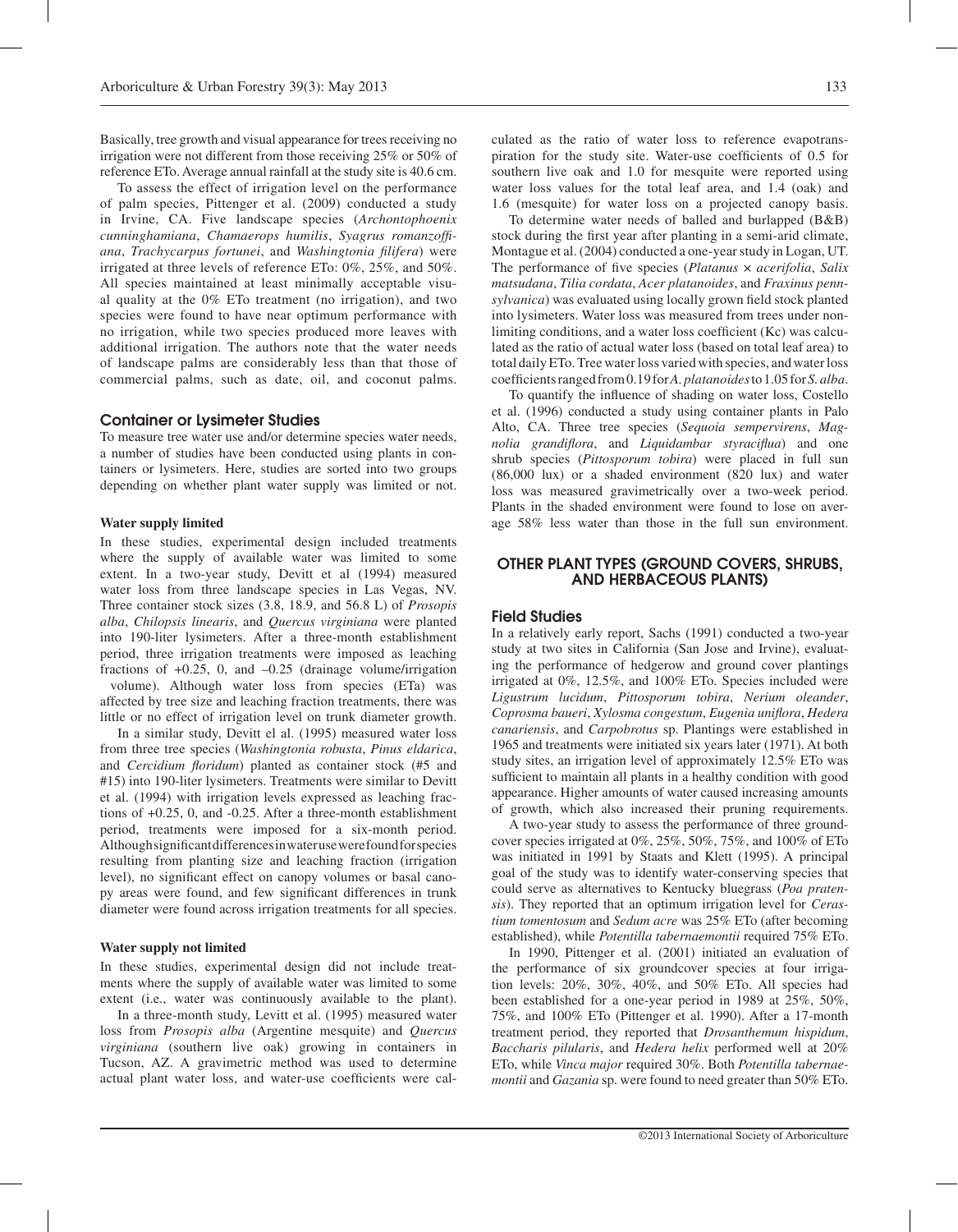Basically, tree growth and visual appearance for trees receiving no irrigation were not different from those receiving 25% or 50% of reference ETo. Average annual rainfall at the study site is 40.6 cm.

To assess the effect of irrigation level on the performance of palm species, Pittenger et al. (2009) conducted a study in Irvine, CA. Five landscape species (*Archontophoenix cunninghamiana*, *Chamaerops humilis*, *Syagrus romanzoffiana*, *Trachycarpus fortunei*, and *Washingtonia filifera*) were irrigated at three levels of reference ETo: 0%, 25%, and 50%. All species maintained at least minimally acceptable visual quality at the 0% ETo treatment (no irrigation), and two species were found to have near optimum performance with no irrigation, while two species produced more leaves with additional irrigation. The authors note that the water needs of landscape palms are considerably less than that those of commercial palms, such as date, oil, and coconut palms.

### Container or Lysimeter Studies

To measure tree water use and/or determine species water needs, a number of studies have been conducted using plants in containers or lysimeters. Here, studies are sorted into two groups depending on whether plant water supply was limited or not.

#### Water supply limited

In these studies, experimental design included treatments where the supply of available water was limited to some extent. In a two-year study, Devitt et al (1994) measured water loss from three landscape species in Las Vegas, NV. Three container stock sizes (3.8, 18.9, and 56.8 L) of *Prosopis alba*, *Chilopsis linearis*, and *Quercus virginiana* were planted into 190-liter lysimeters. After a three-month establishment period, three irrigation treatments were imposed as leaching fractions of +0.25, 0, and –0.25 (drainage volume/irrigation volume). Although water loss from species (ETa) was affected by tree size and leaching fraction treatments, there was little or no effect of irrigation level on trunk diameter growth.

In a similar study, Devitt el al. (1995) measured water loss from three tree species (*Washingtonia robusta*, *Pinus eldarica*, and *Cercidium floridum*) planted as container stock (#5 and #15) into 190-liter lysimeters. Treatments were similar to Devitt et al. (1994) with irrigation levels expressed as leaching fractions of +0.25, 0, and -0.25. After a three-month establishment period, treatments were imposed for a six-month period. Although significant differences in water use were found for species resulting from planting size and leaching fraction (irrigation level), no significant effect on canopy volumes or basal canopy areas were found, and few significant differences in trunk diameter were found across irrigation treatments for all species.

#### Water supply not limited

In these studies, experimental design did not include treatments where the supply of available water was limited to some extent (i.e., water was continuously available to the plant).

In a three-month study, Levitt et al. (1995) measured water loss from *Prosopis alba* (Argentine mesquite) and *Quercus virginiana* (southern live oak) growing in containers in Tucson, AZ. A gravimetric method was used to determine actual plant water loss, and water-use coefficients were calculated as the ratio of water loss to reference evapotranspiration for the study site. Water-use coefficients of 0.5 for southern live oak and 1.0 for mesquite were reported using water loss values for the total leaf area, and 1.4 (oak) and 1.6 (mesquite) for water loss on a projected canopy basis.

To determine water needs of balled and burlapped (B&B) stock during the first year after planting in a semi-arid climate, Montague et al. (2004) conducted a one-year study in Logan, UT. The performance of five species (*Platanus* × *acerifolia*, *Salix matsudana*, *Tilia cordata*, *Acer platanoides*, and *Fraxinus pennsylvanica*) was evaluated using locally grown field stock planted into lysimeters. Water loss was measured from trees under nonlimiting conditions, and a water loss coefficient (Kc) was calculated as the ratio of actual water loss (based on total leaf area) to total daily ETo. Tree water loss varied with species, and water loss coefficients ranged from 0.19 for *A. platanoides* to 1.05 for *S. alba*.

To quantify the influence of shading on water loss, Costello et al. (1996) conducted a study using container plants in Palo Alto, CA. Three tree species (*Sequoia sempervirens*, *Magnolia grandiflora*, and *Liquidambar styraciflua*) and one shrub species (*Pittosporum tobira*) were placed in full sun (86,000 lux) or a shaded environment (820 lux) and water loss was measured gravimetrically over a two-week period. Plants in the shaded environment were found to lose on average 58% less water than those in the full sun environment.

## OTHER PLANT TYPES (GROUND COVERS, SHRUBS, AND HERBACEOUS PLANTS)

### Field Studies

In a relatively early report, Sachs (1991) conducted a two-year study at two sites in California (San Jose and Irvine), evaluating the performance of hedgerow and ground cover plantings irrigated at 0%, 12.5%, and 100% ETo. Species included were *Ligustrum lucidum*, *Pittosporum tobira*, *Nerium oleander*, *Coprosma baueri*, *Xylosma congestum*, *Eugenia uniflora*, *Hedera canariensis*, and *Carpobrotus* sp. Plantings were established in 1965 and treatments were initiated six years later (1971). At both study sites, an irrigation level of approximately 12.5% ETo was sufficient to maintain all plants in a healthy condition with good appearance. Higher amounts of water caused increasing amounts of growth, which also increased their pruning requirements.

A two-year study to assess the performance of three groundcover species irrigated at 0%, 25%, 50%, 75%, and 100% of ETo was initiated in 1991 by Staats and Klett (1995). A principal goal of the study was to identify water-conserving species that could serve as alternatives to Kentucky bluegrass (*Poa pratensis*). They reported that an optimum irrigation level for *Cerastium tomentosum* and *Sedum acre* was 25% ETo (after becoming established), while *Potentilla tabernaemontii* required 75% ETo.

In 1990, Pittenger et al. (2001) initiated an evaluation of the performance of six groundcover species at four irrigation levels: 20%, 30%, 40%, and 50% ETo. All species had been established for a one-year period in 1989 at 25%, 50%, 75%, and 100% ETo (Pittenger et al. 1990). After a 17-month treatment period, they reported that *Drosanthemum hispidum*, *Baccharis pilularis*, and *Hedera helix* performed well at 20% ETo, while *Vinca major* required 30%. Both *Potentilla tabernaemontii* and *Gazania* sp. were found to need greater than 50% ETo.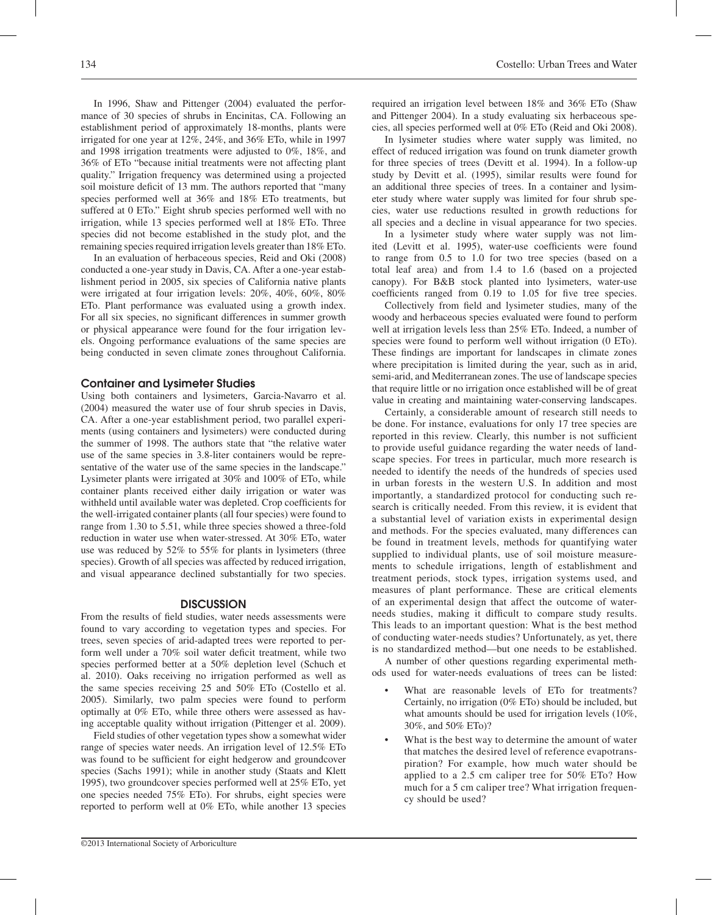In 1996, Shaw and Pittenger (2004) evaluated the performance of 30 species of shrubs in Encinitas, CA. Following an establishment period of approximately 18-months, plants were irrigated for one year at 12%, 24%, and 36% ETo, while in 1997 and 1998 irrigation treatments were adjusted to 0%, 18%, and 36% of ETo "because initial treatments were not affecting plant quality." Irrigation frequency was determined using a projected soil moisture deficit of 13 mm. The authors reported that "many species performed well at 36% and 18% ETo treatments, but suffered at 0 ETo." Eight shrub species performed well with no irrigation, while 13 species performed well at 18% ETo. Three species did not become established in the study plot, and the remaining species required irrigation levels greater than 18% ETo.

In an evaluation of herbaceous species, Reid and Oki (2008) conducted a one-year study in Davis, CA. After a one-year establishment period in 2005, six species of California native plants were irrigated at four irrigation levels: 20%, 40%, 60%, 80% ETo. Plant performance was evaluated using a growth index. For all six species, no significant differences in summer growth or physical appearance were found for the four irrigation levels. Ongoing performance evaluations of the same species are being conducted in seven climate zones throughout California.

### Container and Lysimeter Studies

Using both containers and lysimeters, Garcia-Navarro et al. (2004) measured the water use of four shrub species in Davis, CA. After a one-year establishment period, two parallel experiments (using containers and lysimeters) were conducted during the summer of 1998. The authors state that "the relative water use of the same species in 3.8-liter containers would be representative of the water use of the same species in the landscape." Lysimeter plants were irrigated at 30% and 100% of ETo, while container plants received either daily irrigation or water was withheld until available water was depleted. Crop coefficients for the well-irrigated container plants (all four species) were found to range from 1.30 to 5.51, while three species showed a three-fold reduction in water use when water-stressed. At 30% ETo, water use was reduced by 52% to 55% for plants in lysimeters (three species). Growth of all species was affected by reduced irrigation, and visual appearance declined substantially for two species.

## DISCUSSION

From the results of field studies, water needs assessments were found to vary according to vegetation types and species. For trees, seven species of arid-adapted trees were reported to perform well under a 70% soil water deficit treatment, while two species performed better at a 50% depletion level (Schuch et al. 2010). Oaks receiving no irrigation performed as well as the same species receiving 25 and 50% ETo (Costello et al. 2005). Similarly, two palm species were found to perform optimally at 0% ETo, while three others were assessed as having acceptable quality without irrigation (Pittenger et al. 2009).

Field studies of other vegetation types show a somewhat wider range of species water needs. An irrigation level of 12.5% ETo was found to be sufficient for eight hedgerow and groundcover species (Sachs 1991); while in another study (Staats and Klett 1995), two groundcover species performed well at 25% ETo, yet one species needed 75% ETo). For shrubs, eight species were reported to perform well at 0% ETo, while another 13 species required an irrigation level between 18% and 36% ETo (Shaw and Pittenger 2004). In a study evaluating six herbaceous species, all species performed well at 0% ETo (Reid and Oki 2008).

In lysimeter studies where water supply was limited, no effect of reduced irrigation was found on trunk diameter growth for three species of trees (Devitt et al. 1994). In a follow-up study by Devitt et al. (1995), similar results were found for an additional three species of trees. In a container and lysimeter study where water supply was limited for four shrub species, water use reductions resulted in growth reductions for all species and a decline in visual appearance for two species.

In a lysimeter study where water supply was not limited (Levitt et al. 1995), water-use coefficients were found to range from 0.5 to 1.0 for two tree species (based on a total leaf area) and from 1.4 to 1.6 (based on a projected canopy). For B&B stock planted into lysimeters, water-use coefficients ranged from 0.19 to 1.05 for five tree species.

Collectively from field and lysimeter studies, many of the woody and herbaceous species evaluated were found to perform well at irrigation levels less than 25% ETo. Indeed, a number of species were found to perform well without irrigation (0 ETo). These findings are important for landscapes in climate zones where precipitation is limited during the year, such as in arid, semi-arid, and Mediterranean zones. The use of landscape species that require little or no irrigation once established will be of great value in creating and maintaining water-conserving landscapes.

Certainly, a considerable amount of research still needs to be done. For instance, evaluations for only 17 tree species are reported in this review. Clearly, this number is not sufficient to provide useful guidance regarding the water needs of landscape species. For trees in particular, much more research is needed to identify the needs of the hundreds of species used in urban forests in the western U.S. In addition and most importantly, a standardized protocol for conducting such research is critically needed. From this review, it is evident that a substantial level of variation exists in experimental design and methods. For the species evaluated, many differences can be found in treatment levels, methods for quantifying water supplied to individual plants, use of soil moisture measurements to schedule irrigations, length of establishment and treatment periods, stock types, irrigation systems used, and measures of plant performance. These are critical elements of an experimental design that affect the outcome of water-needs studies, making it difficult to compare study results. This leads to an important question: What is the best method of conducting water-needs studies? Unfortunately, as yet, there is no standardized method—but one needs to be established.

A number of other questions regarding experimental methods used for water-needs evaluations of trees can be listed:

- What are reasonable levels of ETo for treatments? Certainly, no irrigation (0% ETo) should be included, but what amounts should be used for irrigation levels (10%, 30%, and 50% ETo)?
- What is the best way to determine the amount of water that matches the desired level of reference evapotranspiration? For example, how much water should be applied to a 2.5 cm caliper tree for 50% ETo? How much for a 5 cm caliper tree? What irrigation frequency should be used?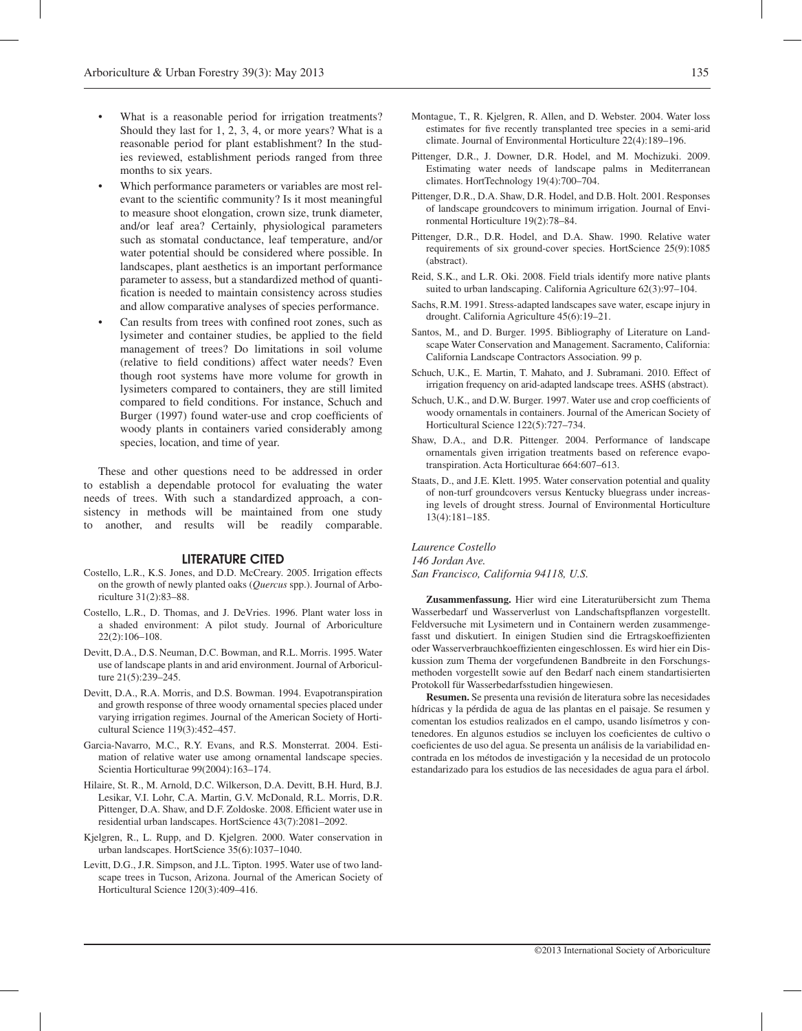- What is a reasonable period for irrigation treatments? Should they last for 1, 2, 3, 4, or more years? What is a reasonable period for plant establishment? In the studies reviewed, establishment periods ranged from three months to six years.
- Which performance parameters or variables are most relevant to the scientific community? Is it most meaningful to measure shoot elongation, crown size, trunk diameter, and/or leaf area? Certainly, physiological parameters such as stomatal conductance, leaf temperature, and/or water potential should be considered where possible. In landscapes, plant aesthetics is an important performance parameter to assess, but a standardized method of quantification is needed to maintain consistency across studies and allow comparative analyses of species performance.
- Can results from trees with confined root zones, such as lysimeter and container studies, be applied to the field management of trees? Do limitations in soil volume (relative to field conditions) affect water needs? Even though root systems have more volume for growth in lysimeters compared to containers, they are still limited compared to field conditions. For instance, Schuch and Burger (1997) found water-use and crop coefficients of woody plants in containers varied considerably among species, location, and time of year.

These and other questions need to be addressed in order to establish a dependable protocol for evaluating the water needs of trees. With such a standardized approach, a consistency in methods will be maintained from one study to another, and results will be readily comparable.

## LITERATURE CITED

Costello, L.R., K.S. Jones, and D.D. McCreary. 2005. Irrigation effects on the growth of newly planted oaks (*Quercus* spp.). Journal of Arboriculture 31(2):83–88.

Costello, L.R., D. Thomas, and J. DeVries. 1996. Plant water loss in a shaded environment: A pilot study. Journal of Arboriculture 22(2):106–108.

Devitt, D.A., D.S. Neuman, D.C. Bowman, and R.L. Morris. 1995. Water use of landscape plants in and arid environment. Journal of Arboriculture 21(5):239–245.

Devitt, D.A., R.A. Morris, and D.S. Bowman. 1994. Evapotranspiration and growth response of three woody ornamental species placed under varying irrigation regimes. Journal of the American Society of Horticultural Science 119(3):452–457.

Garcia-Navarro, M.C., R.Y. Evans, and R.S. Monsterrat. 2004. Estimation of relative water use among ornamental landscape species. Scientia Horticulturae 99(2004):163–174.

Hilaire, St. R., M. Arnold, D.C. Wilkerson, D.A. Devitt, B.H. Hurd, B.J. Lesikar, V.I. Lohr, C.A. Martin, G.V. McDonald, R.L. Morris, D.R. Pittenger, D.A. Shaw, and D.F. Zoldoske. 2008. Efficient water use in residential urban landscapes. HortScience 43(7):2081–2092.

Kjelgren, R., L. Rupp, and D. Kjelgren. 2000. Water conservation in urban landscapes. HortScience 35(6):1037–1040.

Levitt, D.G., J.R. Simpson, and J.L. Tipton. 1995. Water use of two landscape trees in Tucson, Arizona. Journal of the American Society of Horticultural Science 120(3):409–416.

Montague, T., R. Kjelgren, R. Allen, and D. Webster. 2004. Water loss estimates for five recently transplanted tree species in a semi-arid climate. Journal of Environmental Horticulture 22(4):189–196.

Pittenger, D.R., J. Downer, D.R. Hodel, and M. Mochizuki. 2009. Estimating water needs of landscape palms in Mediterranean climates. HortTechnology 19(4):700–704.

Pittenger, D.R., D.A. Shaw, D.R. Hodel, and D.B. Holt. 2001. Responses of landscape groundcovers to minimum irrigation. Journal of Environmental Horticulture 19(2):78–84.

Pittenger, D.R., D.R. Hodel, and D.A. Shaw. 1990. Relative water requirements of six ground-cover species. HortScience 25(9):1085 (abstract).

Reid, S.K., and L.R. Oki. 2008. Field trials identify more native plants suited to urban landscaping. California Agriculture 62(3):97–104.

Sachs, R.M. 1991. Stress-adapted landscapes save water, escape injury in drought. California Agriculture 45(6):19–21.

Santos, M., and D. Burger. 1995. Bibliography of Literature on Landscape Water Conservation and Management. Sacramento, California: California Landscape Contractors Association. 99 p.

Schuch, U.K., E. Martin, T. Mahato, and J. Subramani. 2010. Effect of irrigation frequency on arid-adapted landscape trees. ASHS (abstract).

Schuch, U.K., and D.W. Burger. 1997. Water use and crop coefficients of woody ornamentals in containers. Journal of the American Society of Horticultural Science 122(5):727–734.

Shaw, D.A., and D.R. Pittenger. 2004. Performance of landscape ornamentals given irrigation treatments based on reference evapotranspiration. Acta Horticulturae 664:607–613.

Staats, D., and J.E. Klett. 1995. Water conservation potential and quality of non-turf groundcovers versus Kentucky bluegrass under increasing levels of drought stress. Journal of Environmental Horticulture 13(4):181–185.

*Laurence Costello*
*146 Jordan Ave.*
*San Francisco, California 94118, U.S.*

**Zusammenfassung.** Hier wird eine Literaturübersicht zum Thema Wasserbedarf und Wasserverlust von Landschaftspflanzen vorgestellt. Feldversuche mit Lysimetern und in Containern werden zusammengefasst und diskutiert. In einigen Studien sind die Ertragskoeffizienten oder Wasserverbrauchkoeffizienten eingeschlossen. Es wird hier ein Diskussion zum Thema der vorgefundenen Bandbreite in den Forschungsmethoden vorgestellt sowie auf den Bedarf nach einem standartisierten Protokoll für Wasserbedarfsstudien hingewiesen.

**Resumen.** Se presenta una revisión de literatura sobre las necesidades hídricas y la pérdida de agua de las plantas en el paisaje. Se resumen y comentan los estudios realizados en el campo, usando lisímetros y contenedores. En algunos estudios se incluyen los coeficientes de cultivo o coeficientes de uso del agua. Se presenta un análisis de la variabilidad encontrada en los métodos de investigación y la necesidad de un protocolo estandarizado para los estudios de las necesidades de agua para el árbol.